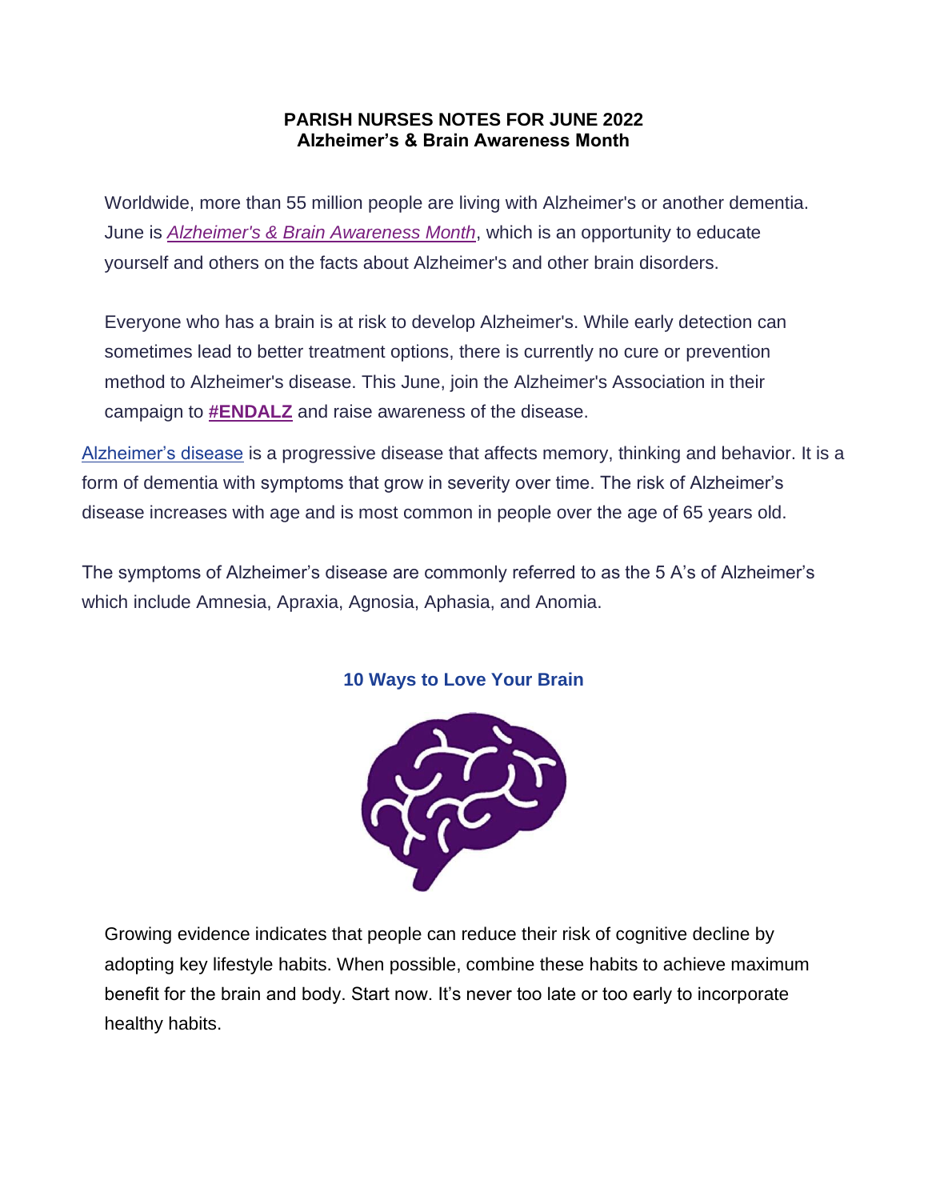**PARISH NURSES NOTES FOR JUNE 2022**
**Alzheimer's & Brain Awareness Month**

Worldwide, more than 55 million people are living with Alzheimer's or another dementia. June is *Alzheimer's & Brain Awareness Month*, which is an opportunity to educate yourself and others on the facts about Alzheimer's and other brain disorders.

Everyone who has a brain is at risk to develop Alzheimer's. While early detection can sometimes lead to better treatment options, there is currently no cure or prevention method to Alzheimer's disease. This June, join the Alzheimer's Association in their campaign to **#ENDALZ** and raise awareness of the disease.

Alzheimer's disease is a progressive disease that affects memory, thinking and behavior. It is a form of dementia with symptoms that grow in severity over time. The risk of Alzheimer's disease increases with age and is most common in people over the age of 65 years old.

The symptoms of Alzheimer's disease are commonly referred to as the 5 A's of Alzheimer's which include Amnesia, Apraxia, Agnosia, Aphasia, and Anomia.

**10 Ways to Love Your Brain**

Growing evidence indicates that people can reduce their risk of cognitive decline by adopting key lifestyle habits. When possible, combine these habits to achieve maximum benefit for the brain and body. Start now. It's never too late or too early to incorporate healthy habits.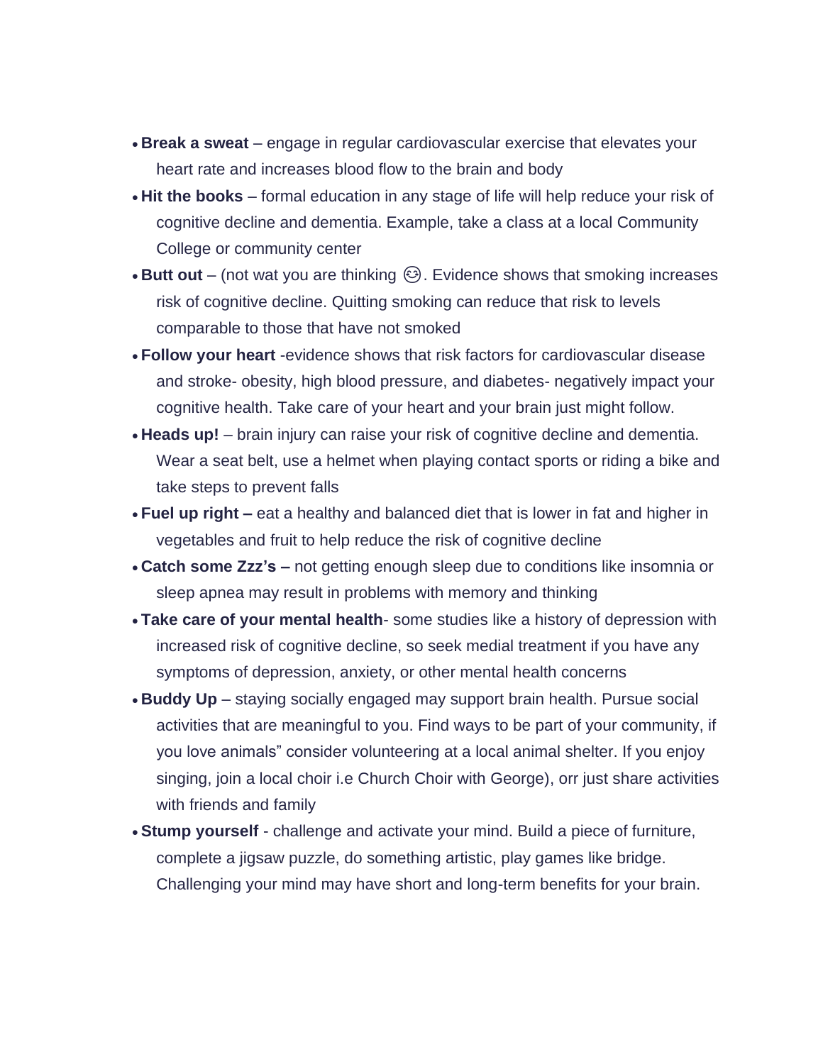- **Break a sweat** – engage in regular cardiovascular exercise that elevates your heart rate and increases blood flow to the brain and body
- **Hit the books** – formal education in any stage of life will help reduce your risk of cognitive decline and dementia. Example, take a class at a local Community College or community center
- **Butt out** – (not wat you are thinking 😌. Evidence shows that smoking increases risk of cognitive decline. Quitting smoking can reduce that risk to levels comparable to those that have not smoked
- **Follow your heart** -evidence shows that risk factors for cardiovascular disease and stroke- obesity, high blood pressure, and diabetes- negatively impact your cognitive health. Take care of your heart and your brain just might follow.
- **Heads up!** – brain injury can raise your risk of cognitive decline and dementia. Wear a seat belt, use a helmet when playing contact sports or riding a bike and take steps to prevent falls
- **Fuel up right –** eat a healthy and balanced diet that is lower in fat and higher in vegetables and fruit to help reduce the risk of cognitive decline
- **Catch some Zzz's –** not getting enough sleep due to conditions like insomnia or sleep apnea may result in problems with memory and thinking
- **Take care of your mental health**- some studies like a history of depression with increased risk of cognitive decline, so seek medial treatment if you have any symptoms of depression, anxiety, or other mental health concerns
- **Buddy Up** – staying socially engaged may support brain health. Pursue social activities that are meaningful to you. Find ways to be part of your community, if you love animals" consider volunteering at a local animal shelter. If you enjoy singing, join a local choir i.e Church Choir with George), orr just share activities with friends and family
- **Stump yourself** - challenge and activate your mind. Build a piece of furniture, complete a jigsaw puzzle, do something artistic, play games like bridge. Challenging your mind may have short and long-term benefits for your brain.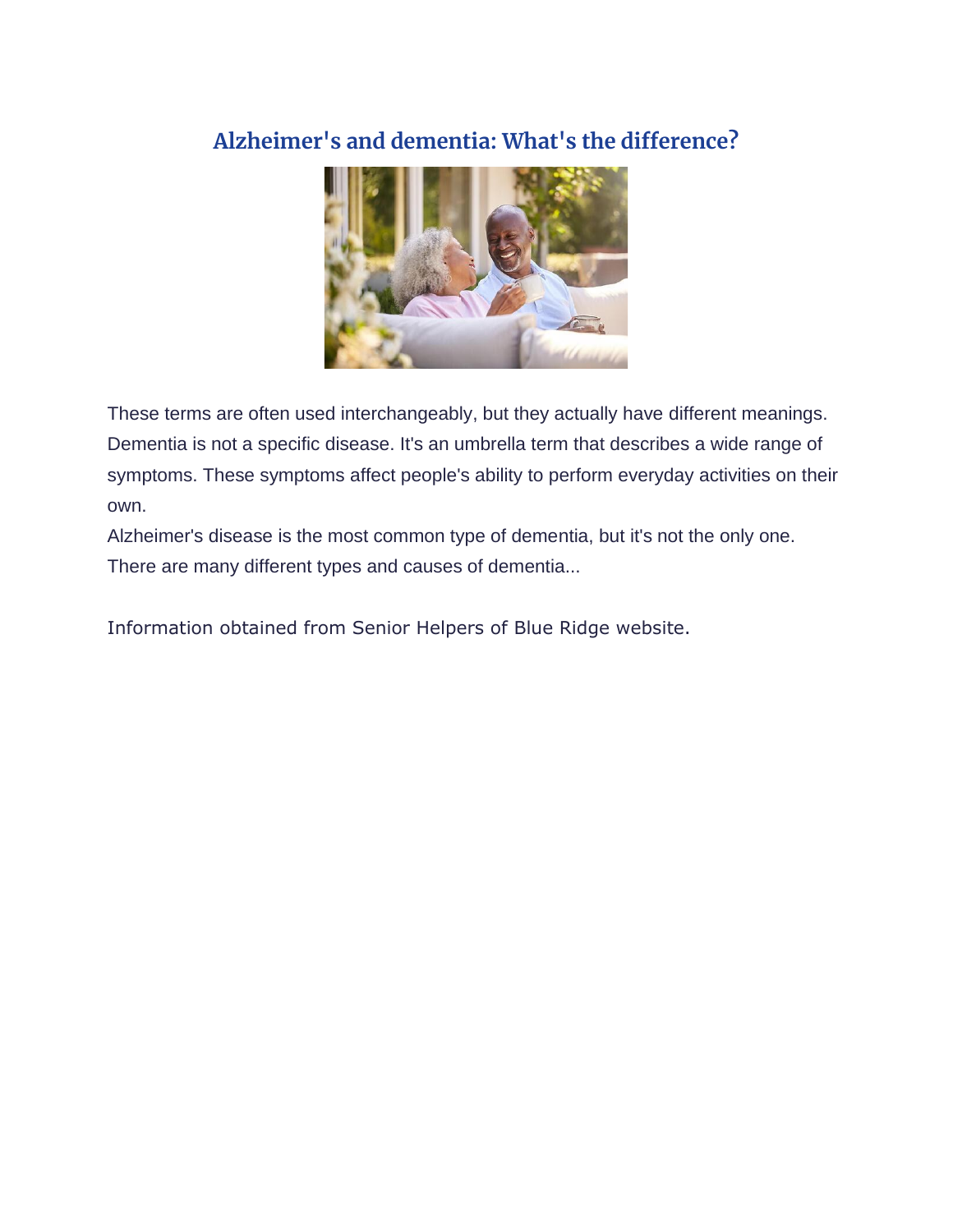## Alzheimer's and dementia: What's the difference?

These terms are often used interchangeably, but they actually have different meanings. Dementia is not a specific disease. It's an umbrella term that describes a wide range of symptoms. These symptoms affect people's ability to perform everyday activities on their own.

Alzheimer's disease is the most common type of dementia, but it's not the only one. There are many different types and causes of dementia...

Information obtained from Senior Helpers of Blue Ridge website.